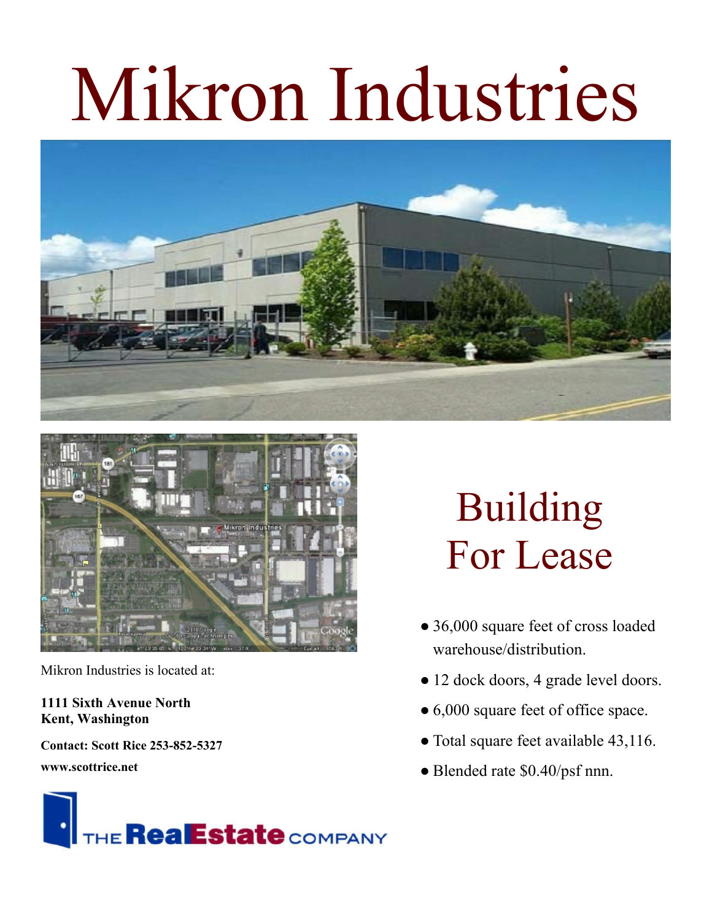# Mikron Industries

Mikron Industries is located at:

**1111 Sixth Avenue North**
**Kent, Washington**

**Contact: Scott Rice 253-852-5327**

**www.scottrice.net**

THE RealEstate COMPANY

## Building For Lease

- 36,000 square feet of cross loaded warehouse/distribution.
- 12 dock doors, 4 grade level doors.
- 6,000 square feet of office space.
- Total square feet available 43,116.
- Blended rate $0.40/psf nnn.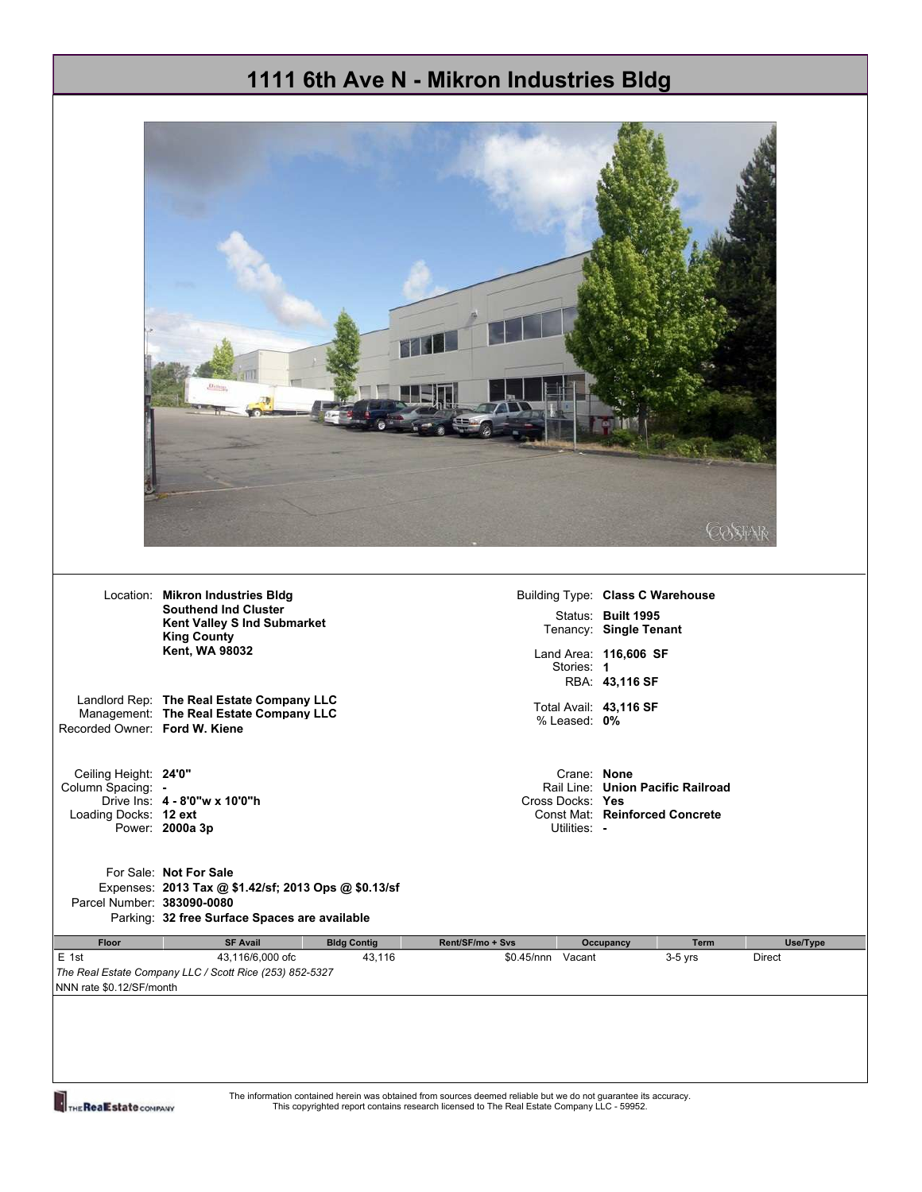# 1111 6th Ave N - Mikron Industries Bldg

Location: **Mikron Industries Bldg**
**Southend Ind Cluster**
**Kent Valley S Ind Submarket**
**King County**
**Kent, WA 98032**

Landlord Rep: **The Real Estate Company LLC**
Management: **The Real Estate Company LLC**
Recorded Owner: **Ford W. Kiene**

Building Type: **Class C Warehouse**
Status: **Built 1995**
Tenancy: **Single Tenant**

Land Area: **116,606 SF**
Stories: **1**
RBA: **43,116 SF**

Total Avail: **43,116 SF**
% Leased: **0%**

Ceiling Height: **24'0"**
Column Spacing: **-**
Drive Ins: **4 - 8'0"w x 10'0"h**
Loading Docks: **12 ext**
Power: **2000a 3p**

Crane: **None**
Rail Line: **Union Pacific Railroad**
Cross Docks: **Yes**
Const Mat: **Reinforced Concrete**
Utilities: **-**

For Sale: **Not For Sale**
Expenses: **2013 Tax @ $1.42/sf; 2013 Ops @ $0.13/sf**
Parcel Number: **383090-0080**
Parking: **32 free Surface Spaces are available**

| Floor | SF Avail | Bldg Contig | Rent/SF/mo + Svs | Occupancy | Term | Use/Type |
|---|---|---|---|---|---|---|
| E 1st | 43,116/6,000 ofc | 43,116 | $0.45/nnn | Vacant | 3-5 yrs | Direct |

*The Real Estate Company LLC / Scott Rice (253) 852-5327*

NNN rate $0.12/SF/month

The information contained herein was obtained from sources deemed reliable but we do not guarantee its accuracy.
This copyrighted report contains research licensed to The Real Estate Company LLC - 59952.